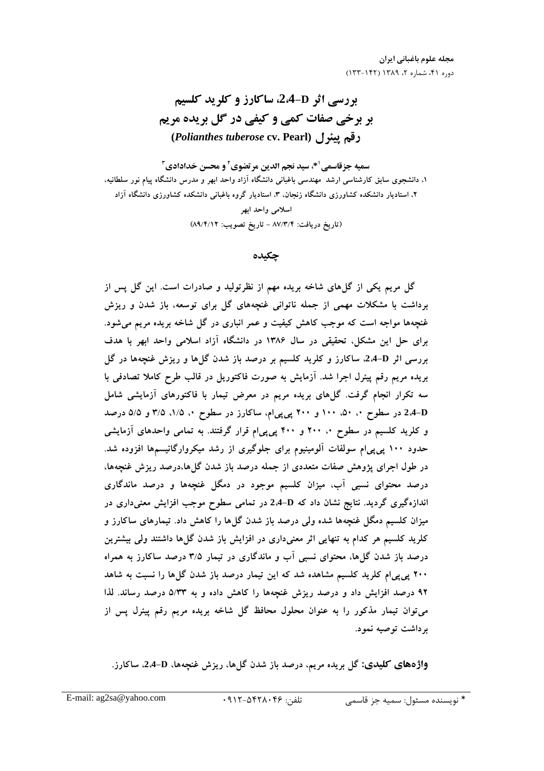# بررسی اثر 2،4-D، ساکارز و کلرید کلسیم بر برخی صفات کمی و کیفی در گل بریده مریم رقم پیئرل (*Polianthes tuberose* cv. Pearl)

**سمیه جزقاسمی[1]*، سید نجم الدین مرتضوی[2] و محسن خدادادی[3]**

۱، دانشجوی سابق کارشناسی ارشد مهندسی باغبانی دانشگاه آزاد واحد ابهر و مدرس دانشگاه پیام نور سلطانیه، ۲، استادیار دانشکده کشاورزی دانشگاه زنجان، ۳، استادیار گروه باغبانی دانشکده کشاورزی دانشگاه آزاد اسلامی واحد ابهر

(تاریخ دریافت: ۸۷/۳/۴ - تاریخ تصویب: ۸۹/۴/۱۲)

## چکیده

گل مریم یکی از گل‌های شاخه بریده مهم از نظرتولید و صادرات است. این گل پس از برداشت با مشکلات مهمی از جمله ناتوانی غنچه‌های گل برای توسعه، باز شدن و ریزش غنچه‌ها مواجه است که موجب کاهش کیفیت و عمر انباری در گل شاخه بریده مریم می‌شود. برای حل این مشکل، تحقیقی در سال ۱۳۸۶ در دانشگاه آزاد اسلامی واحد ابهر با هدف بررسی اثر 2،4-D، ساکارز و کلرید کلسیم بر درصد باز شدن گل‌ها و ریزش غنچه‌ها در گل بریده مریم رقم پیئرل اجرا شد. آزمایش به صورت فاکتوریل در قالب طرح کاملا تصادفی با سه تکرار انجام گرفت. گل‌های بریده مریم در معرض تیمار با فاکتورهای آزمایشی شامل 2،4-D در سطوح ۰، ۵۰، ۱۰۰ و ۲۰۰ پی‌پی‌ام، ساکارز در سطوح ۰، ۱/۵، ۳/۵ و ۵/۵ درصد و کلرید کلسیم در سطوح ۰، ۲۰۰ و ۴۰۰ پی‌پی‌ام قرار گرفتند. به تمامی واحدهای آزمایشی حدود ۱۰۰ پی‌پی‌ام سولفات آلومینیوم برای جلوگیری از رشد میکروارگانیسم‌ها افزوده شد. در طول اجرای پژوهش صفات متعددی از جمله درصد باز شدن گل‌ها،درصد ریزش غنچه‌ها، درصد محتوای نسبی آب، میزان کلسیم موجود در دمگل غنچه‌ها و درصد ماندگاری اندازه‌گیری گردید. نتایج نشان داد که 2،4-D در تمامی سطوح موجب افزایش معنی‌داری در میزان کلسیم دمگل غنچه‌ها شده ولی درصد باز شدن گل‌ها را کاهش داد. تیمارهای ساکارز و کلرید کلسیم هر کدام به تنهایی اثر معنی‌داری در افزایش باز شدن گل‌ها داشتند ولی بیشترین درصد باز شدن گل‌ها، محتوای نسبی آب و ماندگاری در تیمار ۳/۵ درصد ساکارز به همراه ۲۰۰ پی‌پی‌ام کلرید کلسیم مشاهده شد که این تیمار درصد باز شدن گل‌ها را نسبت به شاهد ۹۲ درصد افزایش داد و درصد ریزش غنچه‌ها را کاهش داده و به ۵/۳۳ درصد رساند. لذا می‌توان تیمار مذکور را به عنوان محلول محافظ گل شاخه بریده مریم رقم پیئرل پس از برداشت توصیه نمود.

**واژه‌های کلیدی:** گل بریده مریم، درصد باز شدن گل‌ها، ریزش غنچه‌ها، 2،4-D، ساکارز.

---

* نویسنده مسئول: سمیه جز قاسمی  تلفن: ۰۹۱۲-۵۴۲۸۰۴۶  E-mail: ag2sa@yahoo.com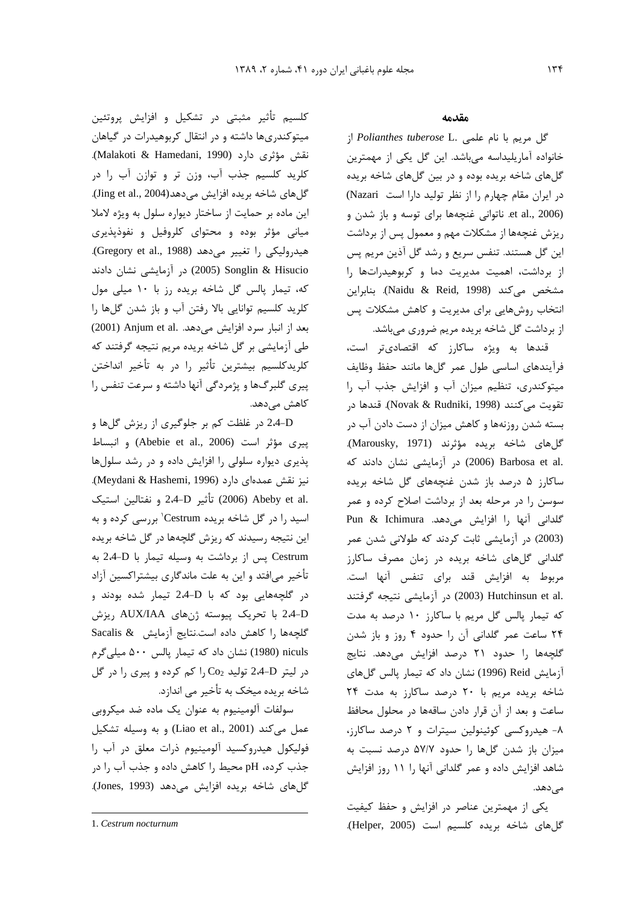## مقدمه

گل مریم با نام علمی *Polianthes tuberose* L. از خانواده آماریلیداسه می‌باشد. این گل یکی از مهمترین گل‌های شاخه بریده بوده و در بین گل‌های شاخه بریده در ایران مقام چهارم را از نظر تولید دارا است (Nazari et al., 2006). ناتوانی غنچه‌ها برای توسعه و باز شدن و ریزش غنچه‌ها از مشکلات مهم و معمول پس از برداشت این گل هستند. تنفس سریع و رشد گل آذین مریم پس از برداشت، اهمیت مدیریت دما و کربوهیدرات‌ها را مشخص می‌کند (Naidu & Reid, 1998). بنابراین انتخاب روش‌هایی برای مدیریت و کاهش مشکلات پس از برداشت گل شاخه بریده مریم ضروری می‌باشد.

قندها به ویژه ساکارز که اقتصادی‌تر است، فرآیندهای اساسی طول عمر گل‌ها مانند حفظ وظایف میتوکندری، تنظیم میزان آب و افزایش جذب آب را تقویت می‌کنند (Novak & Rudniki, 1998). قندها در بسته شدن روزنه‌ها و کاهش میزان از دست دادن آب در گل‌های شاخه بریده مؤثرند (Marousky, 1971). Barbosa et al. (2006) در آزمایشی نشان دادند که ساکارز ۵ درصد باز شدن غنچه‌های گل شاخه بریده سوسن را در مرحله بعد از برداشت اصلاح کرده و عمر گلدانی آنها را افزایش می‌دهد. Pun & Ichimura (2003) در آزمایشی ثابت کردند که طولانی شدن عمر گلدانی گل‌های شاخه بریده در زمان مصرف ساکارز مربوط به افزایش قند برای تنفس آنها است. Hutchinsun et al. (2003) در آزمایشی نتیجه گرفتند که تیمار پالس گل مریم با ساکارز ۱۰ درصد به مدت ۲۴ ساعت عمر گلدانی آن را حدود ۴ روز و باز شدن گلچه‌ها را حدود ۲۱ درصد افزایش می‌دهد. نتایج آزمایش Reid (1996) نشان داد که تیمار پالس گل‌های شاخه بریده مریم با ۲۰ درصد ساکارز به مدت ۲۴ ساعت و بعد از آن قرار دادن ساقه‌ها در محلول محافظ ۸- هیدروکسی کوئینولین سیترات و ۲ درصد ساکارز، میزان باز شدن گل‌ها را حدود ۵۷/۷ درصد نسبت به شاهد افزایش داده و عمر گلدانی آنها را ۱۱ روز افزایش می‌دهد.

یکی از مهمترین عناصر در افزایش و حفظ کیفیت گل‌های شاخه بریده کلسیم است (Helper, 2005). کلسیم تأثیر مثبتی در تشکیل و افزایش پروتئین میتوکندری‌ها داشته و در انتقال کربوهیدرات در گیاهان نقش مؤثری دارد (Malakoti & Hamedani, 1990). کلرید کلسیم جذب آب، وزن تر و توازن آب را در گل‌های شاخه بریده افزایش می‌دهد(Jing et al., 2004). این ماده بر حمایت از ساختار دیواره سلول به ویژه لاملا میانی مؤثر بوده و محتوای کلروفیل و نفوذپذیری هیدرولیکی را تغییر می‌دهد (Gregory et al., 1988). Songlin & Hisucio (2005) در آزمایشی نشان دادند که، تیمار پالس گل شاخه بریده رز با ۱۰ میلی مول کلرید کلسیم توانایی بالا رفتن آب و باز شدن گل‌ها را بعد از انبار سرد افزایش می‌دهد. Anjum et al. (2001) طی آزمایشی بر گل شاخه بریده مریم نتیجه گرفتند که کلریدکلسیم بیشترین تأثیر را در به تأخیر انداختن پیری گلبرگ‌ها و پژمردگی آنها داشته و سرعت تنفس را کاهش می‌دهد.

2,4-D در غلظت کم بر جلوگیری از ریزش گل‌ها و پیری مؤثر است (Abebie et al., 2006) و انبساط پذیری دیواره سلولی را افزایش داده و در رشد سلول‌ها نیز نقش عمده‌ای دارد (Meydani & Hashemi, 1996). Abeby et al. (2006) تأثیر 2,4-D و نفتالین استیک اسید را در گل شاخه بریده Cestrum[1] بررسی کرده و به این نتیجه رسیدند که ریزش گلچه‌ها در گل شاخه بریده Cestrum پس از برداشت به وسیله تیمار با 2,4-D به تأخیر می‌افتد و این به علت ماندگاری بیشتراکسین آزاد در گلچه‌هایی بود که با 2,4-D تیمار شده بودند و 2,4-D با تحریک پیوسته ژن‌های AUX/IAA ریزش گلچه‌ها را کاهش داده است.نتایج آزمایش Sacalis & niculs (1980) نشان داد که تیمار پالس ۵۰۰ میلی‌گرم در لیتر 2,4-D تولید $Co_2$ را کم کرده و پیری را در گل شاخه بریده میخک به تأخیر می اندازد.

سولفات آلومینیوم به عنوان یک ماده ضد میکروبی عمل می‌کند (Liao et al., 2001) و به وسیله تشکیل فولیکول هیدروکسید آلومینیوم ذرات معلق در آب را جذب کرده، pH محیط را کاهش داده و جذب آب را در گل‌های شاخه بریده افزایش می‌دهد (Jones, 1993).

---

1. *Cestrum nocturnum*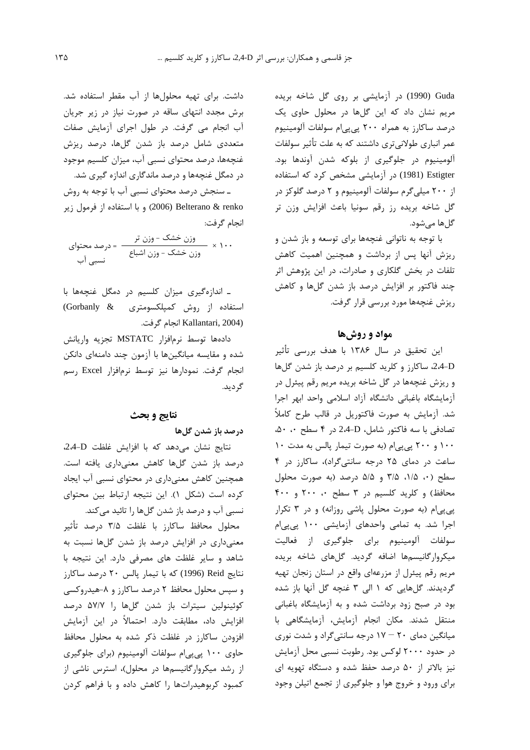Guda (1990) در آزمایشی بر روی گل شاخه بریده مریم نشان داد که این گل‌ها در محلول حاوی یک درصد ساکارز به همراه ۲۰۰ پی‌پی‌ام سولفات آلومینیوم عمر انباری طولانی‌تری داشتند که به علت تأثیر سولفات آلومینیوم در جلوگیری از بلوکه شدن آوندها بود. Estigter (1981) در آزمایشی مشخص کرد که استفاده از ۲۰۰ میلی‌گرم سولفات آلومینیوم و ۲ درصد گلوکز در گل شاخه بریده رز رقم سونیا باعث افزایش وزن تر گل‌ها می‌شود.

با توجه به ناتوانی غنچه‌ها برای توسعه و باز شدن و ریزش آنها پس از برداشت و همچنین اهمیت کاهش تلفات در بخش گلکاری و صادرات، در این پژوهش اثر چند فاکتور بر افزایش درصد باز شدن گل‌ها و کاهش ریزش غنچه‌ها مورد بررسی قرار گرفت.

## مواد و روش‌ها

این تحقیق در سال ۱۳۸۶ با هدف بررسی تأثیر 2،4-D، ساکارز و کلرید کلسیم بر درصد باز شدن گل‌ها و ریزش غنچه‌ها در گل شاخه بریده مریم رقم پیئرل در آزمایشگاه باغبانی دانشگاه آزاد اسلامی واحد ابهر اجرا شد. آزمایش به صورت فاکتوریل در قالب طرح کاملاً تصادفی با سه فاکتور شامل، 2،4-D در ۴ سطح ۰، ۵۰، ۱۰۰ و ۲۰۰ پی‌پی‌ام (به صورت تیمار پالس به مدت ۱۰ ساعت در دمای ۲۵ درجه سانتی‌گراد)، ساکارز در ۴ سطح (۰، ۱/۵، ۳/۵ و ۵/۵ درصد (به صورت محلول محافظ) و کلرید کلسیم در ۳ سطح ۰، ۲۰۰ و ۴۰۰ پی‌پی‌ام (به صورت محلول پاشی روزانه) و در ۳ تکرار اجرا شد. به تمامی واحدهای آزمایشی ۱۰۰ پی‌پی‌ام سولفات آلومینیوم برای جلوگیری از فعالیت میکروارگانیسم‌ها اضافه گردید. گل‌های شاخه بریده مریم رقم پیئرل از مزرعه‌ای واقع در استان زنجان تهیه گردیدند. گل‌هایی که ۱ الی ۳ غنچه گل آنها باز شده بود در صبح زود برداشت شده و به آزمایشگاه باغبانی منتقل شدند. مکان انجام آزمایش، آزمایشگاهی با میانگین دمای ۲۰ – ۱۷ درجه سانتی‌گراد و شدت نوری در حدود ۲۰۰۰ لوکس بود. رطوبت نسبی محل آزمایش نیز بالاتر از ۵۰ درصد حفظ شده و دستگاه تهویه ای برای ورود و خروج هوا و جلوگیری از تجمع اتیلن وجود داشت. برای تهیه محلول‌ها از آب مقطر استفاده شد. برش مجدد انتهای ساقه در صورت نیاز در زیر جریان آب انجام می گرفت. در طول اجرای آزمایش صفات متعددی شامل درصد باز شدن گل‌ها، درصد ریزش غنچه‌ها، درصد محتوای نسبی آب، میزان کلسیم موجود در دمگل غنچه‌ها و درصد ماندگاری اندازه گیری شد.

ـ سنجش درصد محتوای نسبی آب با توجه به روش Belterano & renko (2006) و با استفاده از فرمول زیر انجام گرفت:

$$\text{درصد محتوای نسبی آب} = \frac{\text{وزن خشک - وزن تر}}{\text{وزن خشک - وزن اشباع}} \times ۱۰۰$$

ـ اندازه‌گیری میزان کلسیم در دمگل غنچه‌ها با استفاده از روش کمپلکسومتری (Gorbanly & Kallantari, 2004) انجام گرفت.

داده‌ها توسط نرم‌افزار MSTATC تجزیه واریانش شده و مقایسه میانگین‌ها با آزمون چند دامنه‌ای دانکن انجام گرفت. نمودارها نیز توسط نرم‌افزار Excel رسم گردید.

## نتایج و بحث

### درصد باز شدن گل‌ها

نتایج نشان می‌دهد که با افزایش غلظت 2،4-D، درصد باز شدن گل‌ها کاهش معنی‌داری یافته است. همچنین کاهش معنی‌داری در محتوای نسبی آب ایجاد کرده است (شکل ۱). این نتیجه ارتباط بین محتوای نسبی آب و درصد باز شدن گل‌ها را تائید می‌کند.

محلول محافظ ساکارز با غلظت ۳/۵ درصد تأثیر معنی‌داری در افزایش درصد باز شدن گل‌ها نسبت به شاهد و سایر غلظت های مصرفی دارد. این نتیجه با نتایج Reid (1996) که با تیمار پالس ۲۰ درصد ساکارز و سپس محلول محافظ ۲ درصد ساکارز و ۸-هیدروکسی کوئینولین سیترات باز شدن گل‌ها را ۵۷/۷ درصد افزایش داد، مطابقت دارد. احتمالاً در این آزمایش افزودن ساکارز در غلظت ذکر شده به محلول محافظ حاوی ۱۰۰ پی‌پی‌ام سولفات آلومینیوم (برای جلوگیری از رشد میکروارگانیسم‌ها در محلول)، استرس ناشی از کمبود کربوهیدرات‌ها را کاهش داده و با فراهم کردن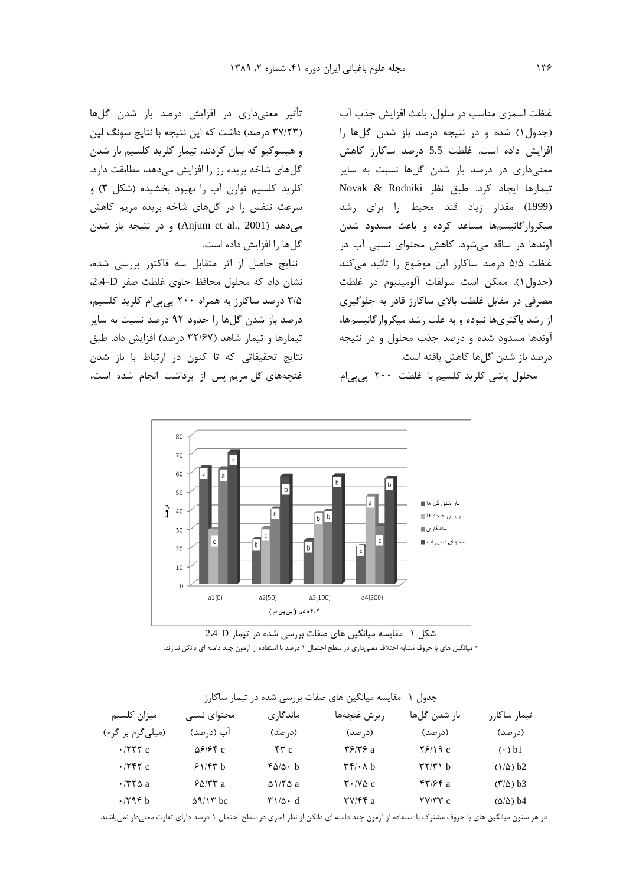غلظت اسمزی مناسب در سلول، باعث افزایش جذب آب (جدول۱) شده و در نتیجه درصد باز شدن گل‌ها را افزایش داده است. غلظت 5.5 درصد ساکارز کاهش معنی‌داری در درصد باز شدن گل‌ها نسبت به سایر تیمارها ایجاد کرد. طبق نظر Novak & Rodniki (1999) مقدار زیاد قند محیط را برای رشد میکروارگانیسم‌ها مساعد کرده و باعث مسدود شدن آوندها در ساقه می‌شود. کاهش محتوای نسبی آب در غلظت ۵/۵ درصد ساکارز این موضوع را تائید می‌کند (جدول۱). ممکن است سولفات آلومینیوم در غلظت مصرفی در مقابل غلظت بالای ساکارز قادر به جلوگیری از رشد باکتری‌ها نبوده و به علت رشد میکروارگانیسم‌ها، آوندها مسدود شده و درصد جذب محلول و در نتیجه درصد باز شدن گل‌ها کاهش یافته است.

محلول پاشی کلرید کلسیم با غلظت ۲۰۰ پی‌پی‌ام تأثیر معنی‌داری در افزایش درصد باز شدن گل‌ها (۳۷/۲۳ درصد) داشت که این نتیجه با نتایج سونگ لین و هیسوکیو که بیان کردند، تیمار کلرید کلسیم باز شدن گل‌های شاخه بریده رز را افزایش می‌دهد، مطابقت دارد. کلرید کلسیم توازن آب را بهبود بخشیده (شکل ۳) و سرعت تنفس را در گل‌های شاخه بریده مریم کاهش می‌دهد (Anjum et al., 2001) و در نتیجه باز شدن گل‌ها را افزایش داده است.

نتایج حاصل از اثر متقابل سه فاکتور بررسی شده، نشان داد که محلول محافظ حاوی غلظت صفر 2,4-D، ۳/۵ درصد ساکارز به همراه ۲۰۰ پی‌پی‌ام کلرید کلسیم، درصد باز شدن گل‌ها را حدود ۹۲ درصد نسبت به سایر تیمارها و تیمار شاهد (۳۲/۶۷ درصد) افزایش داد. طبق نتایج تحقیقاتی که تا کنون در ارتباط با باز شدن غنچه‌های گل مریم پس از برداشت انجام شده است،

شکل ۱- مقایسه میانگین های صفات بررسی شده در تیمار 2،4-D

* میانگین های با حروف مشابه اختلاف معنی‌داری در سطح احتمال ۱ درصد با استفاده از آزمون چند دامنه ای دانکن ندارند.

جدول ۱- مقایسه میانگین های صفات بررسی شده در تیمار ساکارز

| تیمار ساکارز (درصد) | باز شدن گل‌ها (درصد) | ریزش غنچه‌ها (درصد) | ماندگاری (درصد) | محتوای نسبی آب (درصد) | میزان کلسیم (میلی‌گرم بر گرم) |
|---|---|---|---|---|---|
| (۰) b1 | ۲۶/۱۹ c | ۳۶/۳۶ a | ۴۳ c | ۵۶/۶۴ c | ۰/۲۲۲ c |
| (۱/۵) b2 | ۳۲/۳۱ b | ۳۴/۰۸ b | ۴۵/۵۰ b | ۶۱/۴۳ b | ۰/۲۴۲ c |
| (۳/۵) b3 | ۴۳/۶۴ a | ۳۰/۷۵ c | ۵۱/۲۵ a | ۶۵/۳۳ a | ۰/۳۲۵ a |
| (۵/۵) b4 | ۲۷/۳۳ c | ۳۷/۴۴ a | ۳۱/۵۰ d | ۵۹/۱۳ bc | ۰/۲۹۴ b |

در هر ستون میانگین های با حروف مشترک با استفاده از آزمون چند دامنه ای دانکن از نظر آماری در سطح احتمال ۱ درصد دارای تفاوت معنی‌دار نمی‌باشند.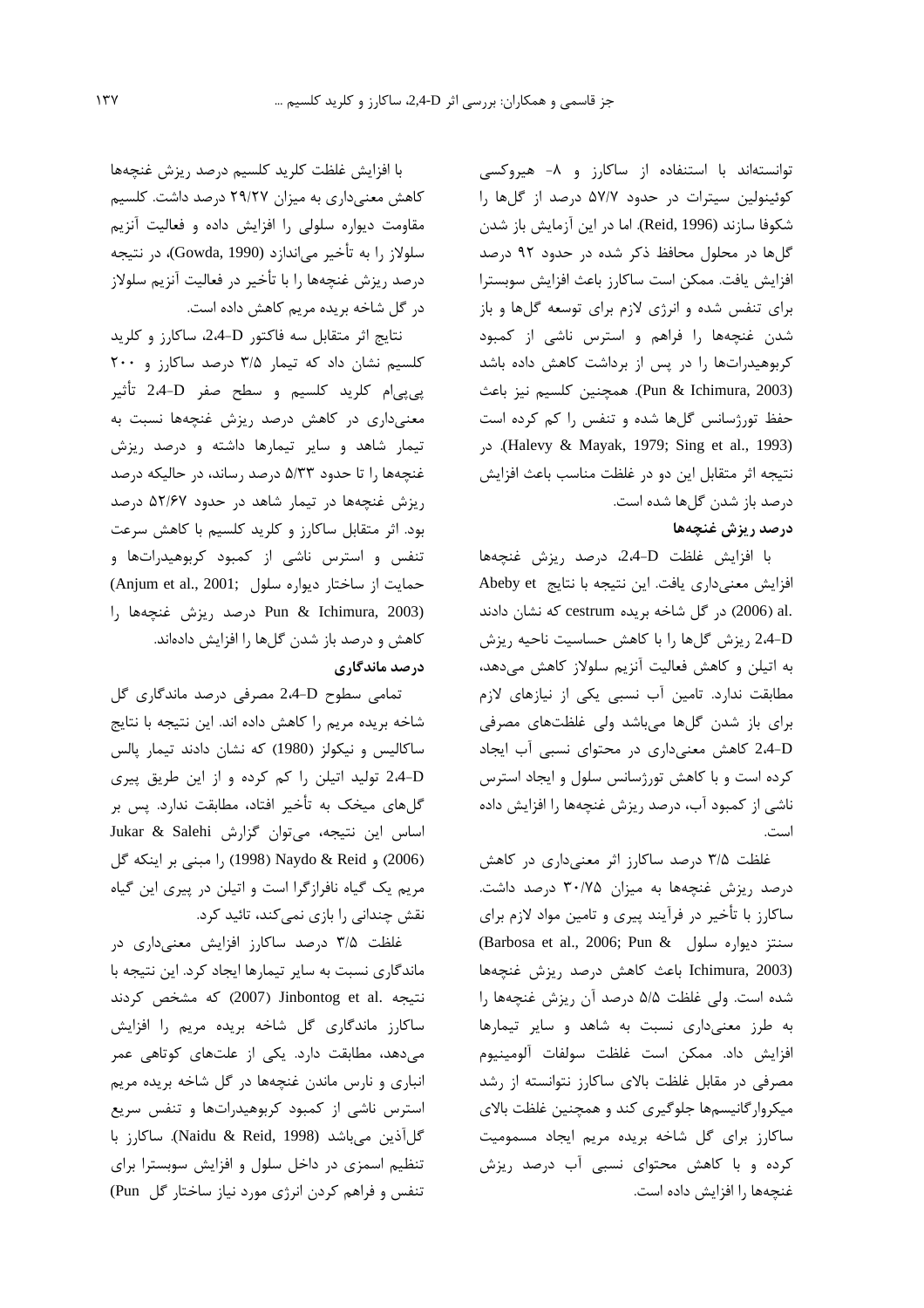توانسته‌اند با استنفاده از ساکارز و ۸- هیروکسی کوئینولین سیترات در حدود ۵۷/۷ درصد از گل‌ها را شکوفا سازند (Reid, 1996). اما در این آزمایش باز شدن گل‌ها در محلول محافظ ذکر شده در حدود ۹۲ درصد افزایش یافت. ممکن است ساکارز باعث افزایش سوبسترا برای تنفس شده و انرژی لازم برای توسعه گل‌ها و باز شدن غنچه‌ها را فراهم و استرس ناشی از کمبود کربوهیدرات‌ها را در پس از برداشت کاهش داده باشد (Pun & Ichimura, 2003). همچنین کلسیم نیز باعث حفظ تورژسانس گل‌ها شده و تنفس را کم کرده است (Halevy & Mayak, 1979; Sing et al., 1993). در نتیجه اثر متقابل این دو در غلظت مناسب باعث افزایش درصد باز شدن گل‌ها شده است.

**درصد ریزش غنچه‌ها**

با افزایش غلظت 2،4-D، درصد ریزش غنچه‌ها افزایش معنی‌داری یافت. این نتیجه با نتایج Abeby et al. (2006) در گل شاخه بریده cestrum که نشان دادند 2،4-D ریزش گل‌ها را با کاهش حساسیت ناحیه ریزش به اتیلن و کاهش فعالیت آنزیم سلولاز کاهش می‌دهد، مطابقت ندارد. تامین آب نسبی یکی از نیازهای لازم برای باز شدن گل‌ها می‌باشد ولی غلظت‌های مصرفی 2،4-D کاهش معنی‌داری در محتوای نسبی آب ایجاد کرده است و با کاهش تورژسانس سلول و ایجاد استرس ناشی از کمبود آب، درصد ریزش غنچه‌ها را افزایش داده است.

غلظت ۳/۵ درصد ساکارز اثر معنی‌داری در کاهش درصد ریزش غنچه‌ها به میزان ۳۰/۷۵ درصد داشت. ساکارز با تأخیر در فرآیند پیری و تامین مواد لازم برای سنتز دیواره سلول (Barbosa et al., 2006; Pun & Ichimura, 2003) باعث کاهش درصد ریزش غنچه‌ها شده است. ولی غلظت ۵/۵ درصد آن ریزش غنچه‌ها را به طرز معنی‌داری نسبت به شاهد و سایر تیمارها افزایش داد. ممکن است غلظت سولفات آلومینیوم مصرفی در مقابل غلظت بالای ساکارز نتوانسته از رشد میکروارگانیسم‌ها جلوگیری کند و همچنین غلظت بالای ساکارز برای گل شاخه بریده مریم ایجاد مسمومیت کرده و با کاهش محتوای نسبی آب درصد ریزش غنچه‌ها را افزایش داده است.

با افزایش غلظت کلرید کلسیم درصد ریزش غنچه‌ها کاهش معنی‌داری به میزان ۲۹/۲۷ درصد داشت. کلسیم مقاومت دیواره سلولی را افزایش داده و فعالیت آنزیم سلولاز را به تأخیر می‌اندازد (Gowda, 1990)، در نتیجه درصد ریزش غنچه‌ها را با تأخیر در فعالیت آنزیم سلولاز در گل شاخه بریده مریم کاهش داده است.

نتایج اثر متقابل سه فاکتور 2،4-D، ساکارز و کلرید کلسیم نشان داد که تیمار ۳/۵ درصد ساکارز و ۲۰۰ پی‌پی‌ام کلرید کلسیم و سطح صفر 2،4-D تأثیر معنی‌داری در کاهش درصد ریزش غنچه‌ها نسبت به تیمار شاهد و سایر تیمارها داشته و درصد ریزش غنچه‌ها را تا حدود ۵/۳۳ درصد رساند، در حالیکه درصد ریزش غنچه‌ها در تیمار شاهد در حدود ۵۲/۶۷ درصد بود. اثر متقابل ساکارز و کلرید کلسیم با کاهش سرعت تنفس و استرس ناشی از کمبود کربوهیدرات‌ها و حمایت از ساختار دیواره سلول (Anjum et al., 2001; Pun & Ichimura, 2003) درصد ریزش غنچه‌ها را کاهش و درصد باز شدن گل‌ها را افزایش داده‌اند.

**درصد ماندگاری**

تمامی سطوح 2،4-D مصرفی درصد ماندگاری گل شاخه بریده مریم را کاهش داده اند. این نتیجه با نتایج ساکالیس و نیکولز (1980) که نشان دادند تیمار پالس 2،4-D تولید اتیلن را کم کرده و از این طریق پیری گل‌های میخک به تأخیر افتاد، مطابقت ندارد. پس بر اساس این نتیجه، می‌توان گزارش Jukar & Salehi (2006) و Naydo & Reid (1998) را مبنی بر اینکه گل مریم یک گیاه نافرازگرا است و اتیلن در پیری این گیاه نقش چندانی را بازی نمی‌کند، تائید کرد.

غلظت ۳/۵ درصد ساکارز افزایش معنی‌داری در ماندگاری نسبت به سایر تیمارها ایجاد کرد. این نتیجه با نتیجه Jinbontog et al. (2007) که مشخص کردند ساکارز ماندگاری گل شاخه بریده مریم را افزایش می‌دهد، مطابقت دارد. یکی از علت‌های کوتاهی عمر انباری و نارس ماندن غنچه‌ها در گل شاخه بریده مریم استرس ناشی از کمبود کربوهیدرات‌ها و تنفس سریع گل‌آذین می‌باشد (Naidu & Reid, 1998). ساکارز با تنظیم اسمزی در داخل سلول و افزایش سوبسترا برای تنفس و فراهم کردن انرژی مورد نیاز ساختار گل (Pun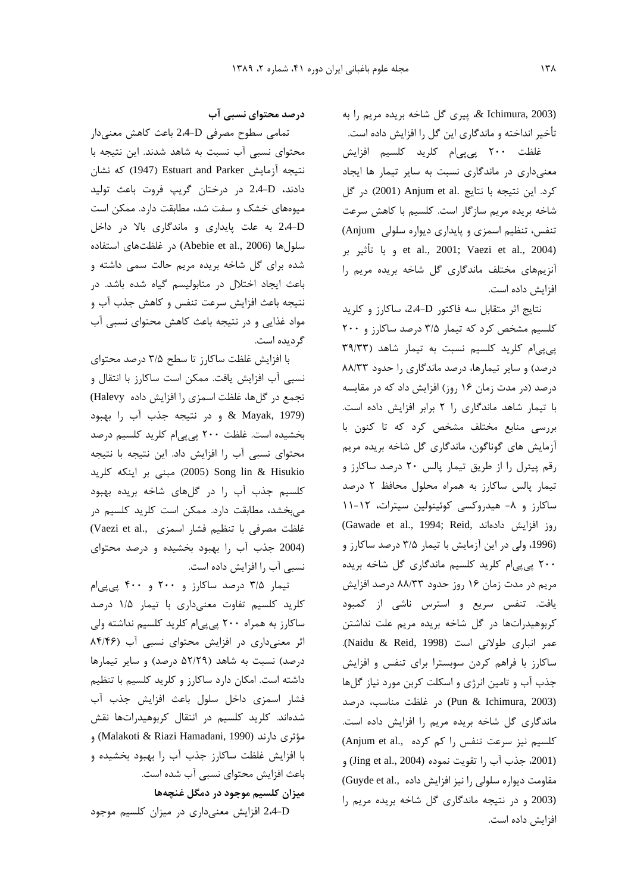(Pun & Ichimura, 2003)، پیری گل شاخه بریده مریم را به تأخیر انداخته و ماندگاری این گل را افزایش داده است.

غلظت ۲۰۰ پی‌پی‌ام کلرید کلسیم افزایش معنی‌داری در ماندگاری نسبت به سایر تیمار ها ایجاد کرد. این نتیجه با نتایج .Anjum et al (2001) در گل شاخه بریده مریم سازگار است. کلسیم با کاهش سرعت تنفس، تنظیم اسمزی و پایداری دیواره سلولی (Anjum et al., 2001; Vaezi et al., 2004) و با تأثیر بر آنزیم‌های مختلف ماندگاری گل شاخه بریده مریم را افزایش داده است.

نتایج اثر متقابل سه فاکتور 2،4-D، ساکارز و کلرید کلسیم مشخص کرد که تیمار ۳/۵ درصد ساکارز و ۲۰۰ پی‌پی‌ام کلرید کلسیم نسبت به تیمار شاهد (۳۹/۳۳ درصد) و سایر تیمارها، درصد ماندگاری را حدود ۸۸/۳۳ درصد (در مدت زمان ۱۶ روز) افزایش داد که در مقایسه با تیمار شاهد ماندگاری را ۲ برابر افزایش داده است. بررسی منابع مختلف مشخص کرد که تا کنون با آزمایش های گوناگون، ماندگاری گل شاخه بریده مریم رقم پیئرل را از طریق تیمار پالس ۲۰ درصد ساکارز و تیمار پالس ساکارز به همراه محلول محافظ ۲ درصد ساکارز و ۸- هیدروکسی کوئینولین سیترات، ۱۲-۱۱ روز افزایش داده‌اند (Gawade et al., 1994; Reid, 1996)، ولی در این آزمایش با تیمار ۳/۵ درصد ساکارز و ۲۰۰ پی‌پی‌ام کلرید کلسیم ماندگاری گل شاخه بریده مریم در مدت زمان ۱۶ روز حدود ۸۸/۳۳ درصد افزایش یافت. تنفس سریع و استرس ناشی از کمبود کربوهیدرات‌ها در گل شاخه بریده مریم علت نداشتن عمر انباری طولانی است (Naidu & Reid, 1998). ساکارز با فراهم کردن سوبسترا برای تنفس و افزایش جذب آب و تامین انرژی و اسکلت کربن مورد نیاز گل‌ها (Pun & Ichimura, 2003) در غلظت مناسب، درصد ماندگاری گل شاخه بریده مریم را افزایش داده است. کلسیم نیز سرعت تنفس را کم کرده (Anjum et al., 2001)، جذب آب را تقویت نموده (Jing et al., 2004) و مقاومت دیواره سلولی را نیز افزایش داده (Guyde et al., 2003) و در نتیجه ماندگاری گل شاخه بریده مریم را افزایش داده است.

**درصد محتوای نسبی آب**

تمامی سطوح مصرفی 2،4-D باعث کاهش معنی‌دار محتوای نسبی آب نسبت به شاهد شدند. این نتیجه با نتیجه آزمایش Estuart and Parker (1947) که نشان دادند، 2،4-D در درختان گریپ فروت باعث تولید میوه‌های خشک و سفت شد، مطابقت دارد. ممکن است 2،4-D به علت پایداری و ماندگاری بالا در داخل سلول‌ها (Abebie et al., 2006) در غلظت‌های استفاده شده برای گل شاخه بریده مریم حالت سمی داشته و باعث ایجاد اختلال در متابولیسم گیاه شده باشد. در نتیجه باعث افزایش سرعت تنفس و کاهش جذب آب و مواد غذایی و در نتیجه باعث کاهش محتوای نسبی آب گردیده است.

با افزایش غلظت ساکارز تا سطح ۳/۵ درصد محتوای نسبی آب افزایش یافت. ممکن است ساکارز با انتقال و تجمع در گل‌ها، غلظت اسمزی را افزایش داده (Halevy & Mayak, 1979) و در نتیجه جذب آب را بهبود بخشیده است. غلظت ۲۰۰ پی‌پی‌ام کلرید کلسیم درصد محتوای نسبی آب را افزایش داد. این نتیجه با نتیجه Song lin & Hisukio (2005) مبنی بر اینکه کلرید کلسیم جذب آب را در گل‌های شاخه بریده بهبود می‌بخشد، مطابقت دارد. ممکن است کلرید کلسیم در غلظت مصرفی با تنظیم فشار اسمزی (Vaezi et al., 2004) جذب آب را بهبود بخشیده و درصد محتوای نسبی آب را افزایش داده است.

تیمار ۳/۵ درصد ساکارز و ۲۰۰ و ۴۰۰ پی‌پی‌ام کلرید کلسیم تفاوت معنی‌داری با تیمار ۱/۵ درصد ساکارز به همراه ۲۰۰ پی‌پی‌ام کلرید کلسیم نداشته ولی اثر معنی‌داری در افزایش محتوای نسبی آب (۸۴/۴۶ درصد) نسبت به شاهد (۵۲/۲۹ درصد) و سایر تیمارها داشته است. امکان دارد ساکارز و کلرید کلسیم با تنظیم فشار اسمزی داخل سلول باعث افزایش جذب آب شده‌اند. کلرید کلسیم در انتقال کربوهیدرات‌ها نقش مؤثری دارند (Malakoti & Riazi Hamadani, 1990) و با افزایش غلظت ساکارز جذب آب را بهبود بخشیده و باعث افزایش محتوای نسبی آب شده است.

**میزان کلسیم موجود در دمگل غنچه‌ها**

2،4-D افزایش معنی‌داری در میزان کلسیم موجود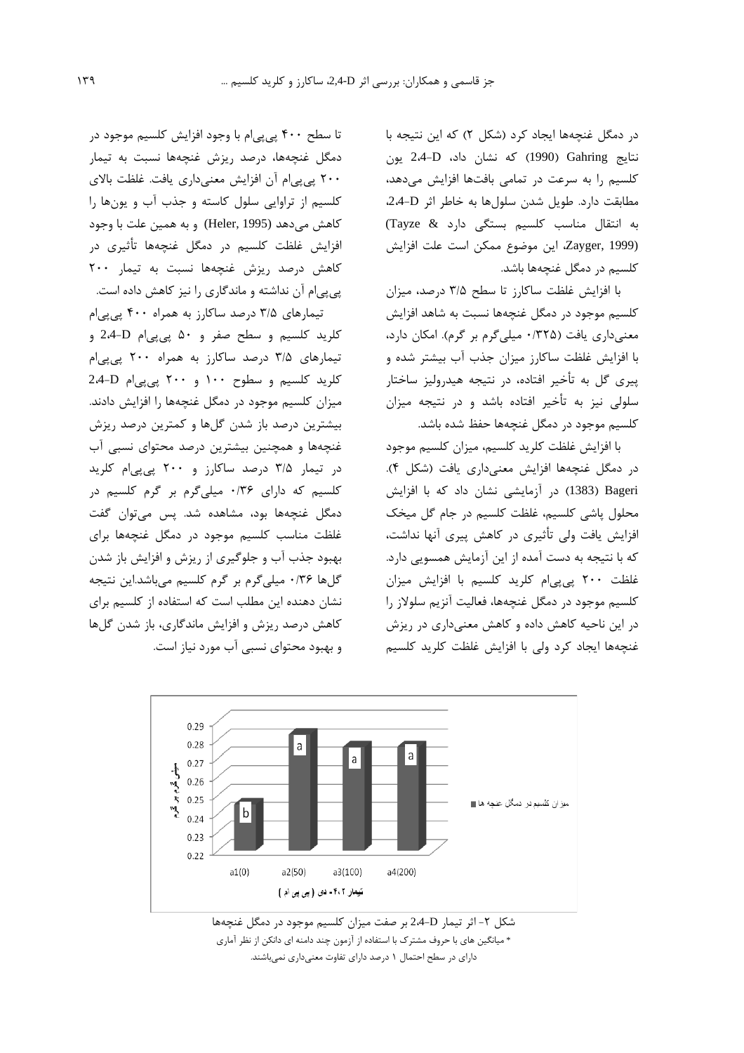در دمگل غنچه‌ها ایجاد کرد (شکل ۲) که این نتیجه با نتایج Gahring (1990) که نشان داد، 2،4-D یون کلسیم را به سرعت در تمامی بافت‌ها افزایش می‌دهد، مطابقت دارد. طویل شدن سلول‌ها به خاطر اثر 2،4-D، به انتقال مناسب کلسیم بستگی دارد (Tayze & Zayger, 1999)، این موضوع ممکن است علت افزایش کلسیم در دمگل غنچه‌ها باشد.

با افزایش غلظت ساکارز تا سطح ۳/۵ درصد، میزان کلسیم موجود در دمگل غنچه‌ها نسبت به شاهد افزایش معنی‌داری یافت (۰/۳۲۵ میلی‌گرم بر گرم). امکان دارد، با افزایش غلظت ساکارز میزان جذب آب بیشتر شده و پیری گل به تأخیر افتاده، در نتیجه هیدرولیز ساختار سلولی نیز به تأخیر افتاده باشد و در نتیجه میزان کلسیم موجود در دمگل غنچه‌ها حفظ شده باشد.

با افزایش غلظت کلرید کلسیم، میزان کلسیم موجود در دمگل غنچه‌ها افزایش معنی‌داری یافت (شکل ۴). Bageri (1383) در آزمایشی نشان داد که با افزایش محلول پاشی کلسیم، غلظت کلسیم در جام گل میخک افزایش یافت ولی تأثیری در کاهش پیری آنها نداشت، که با نتیجه به دست آمده از این آزمایش همسویی دارد. غلظت ۲۰۰ پی‌پی‌ام کلرید کلسیم با افزایش میزان کلسیم موجود در دمگل غنچه‌ها، فعالیت آنزیم سلولاز را در این ناحیه کاهش داده و کاهش معنی‌داری در ریزش غنچه‌ها ایجاد کرد ولی با افزایش غلظت کلرید کلسیم تا سطح ۴۰۰ پی‌پی‌ام با وجود افزایش کلسیم موجود در دمگل غنچه‌ها، درصد ریزش غنچه‌ها نسبت به تیمار ۲۰۰ پی‌پی‌ام آن افزایش معنی‌داری یافت. غلظت بالای کلسیم از تراوایی سلول کاسته و جذب آب و یون‌ها را کاهش می‌دهد (Heler, 1995) و به همین علت با وجود افزایش غلظت کلسیم در دمگل غنچه‌ها تأثیری در کاهش درصد ریزش غنچه‌ها نسبت به تیمار ۲۰۰ پی‌پی‌ام آن نداشته و ماندگاری را نیز کاهش داده است.

تیمارهای ۳/۵ درصد ساکارز به همراه ۴۰۰ پی‌پی‌ام کلرید کلسیم و سطح صفر و ۵۰ پی‌پی‌ام 2،4-D و تیمارهای ۳/۵ درصد ساکارز به همراه ۲۰۰ پی‌پی‌ام کلرید کلسیم و سطوح ۱۰۰ و ۲۰۰ پی‌پی‌ام 2،4-D میزان کلسیم موجود در دمگل غنچه‌ها را افزایش دادند. بیشترین درصد باز شدن گل‌ها و کمترین درصد ریزش غنچه‌ها و همچنین بیشترین درصد محتوای نسبی آب در تیمار ۳/۵ درصد ساکارز و ۲۰۰ پی‌پی‌ام کلرید کلسیم که دارای ۰/۳۶ میلی‌گرم بر گرم کلسیم در دمگل غنچه‌ها بود، مشاهده شد. پس می‌توان گفت غلظت مناسب کلسیم موجود در دمگل غنچه‌ها برای بهبود جذب آب و جلوگیری از ریزش و افزایش باز شدن گل‌ها ۰/۳۶ میلی‌گرم بر گرم کلسیم می‌باشد.این نتیجه نشان دهنده این مطلب است که استفاده از کلسیم برای کاهش درصد ریزش و افزایش ماندگاری، باز شدن گل‌ها و بهبود محتوای نسبی آب مورد نیاز است.

| تیمار ۲،۴- دی (پی پی ام) | میزان کلسیم در دمگل غنچه ها (میلی گرم بر گرم) |
| --- | --- |
| a1(0) | b |
| a2(50) | a |
| a3(100) | a |
| a4(200) | a |

شکل ۲- اثر تیمار 2،4-D بر صفت میزان کلسیم موجود در دمگل غنچه‌ها

* میانگین های با حروف مشترک با استفاده از آزمون چند دامنه ای دانکن از نظر آماری دارای در سطح احتمال ۱ درصد دارای تفاوت معنی‌داری نمی‌باشند.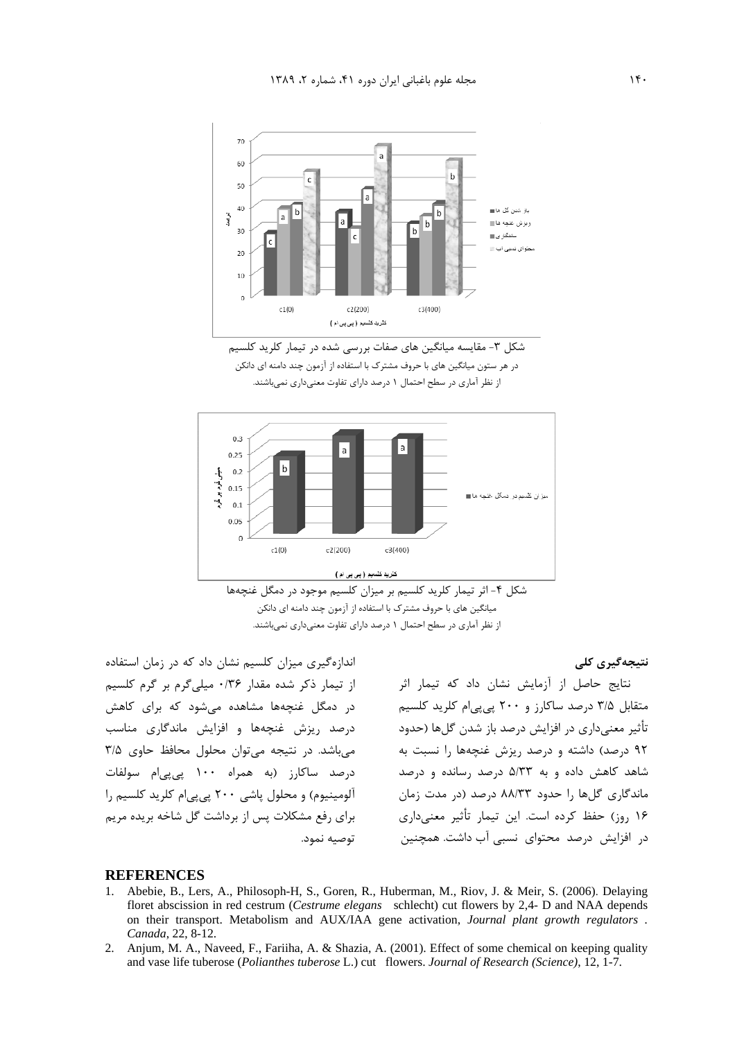شکل ۳- مقایسه میانگین های صفات بررسی شده در تیمار کلرید کلسیم

در هر ستون میانگین های با حروف مشترک با استفاده از آزمون چند دامنه ای دانکن از نظر آماری در سطح احتمال ۱ درصد دارای تفاوت معنی‌داری نمی‌باشند.

شکل ۴- اثر تیمار کلرید کلسیم بر میزان کلسیم موجود در دمگل غنچه‌ها

میانگین های با حروف مشترک با استفاده از آزمون چند دامنه ای دانکن از نظر آماری در سطح احتمال ۱ درصد دارای تفاوت معنی‌داری نمی‌باشند.

### نتیجه‌گیری کلی

نتایج حاصل از آزمایش نشان داد که تیمار اثر متقابل ۳/۵ درصد ساکارز و ۲۰۰ پی‌پی‌ام کلرید کلسیم تأثیر معنی‌داری در افزایش درصد باز شدن گل‌ها (حدود ۹۲ درصد) داشته و درصد ریزش غنچه‌ها را نسبت به شاهد کاهش داده و به ۵/۳۳ درصد رسانده و درصد ماندگاری گل‌ها را حدود ۸۸/۳۳ درصد (در مدت زمان ۱۶ روز) حفظ کرده است. این تیمار تأثیر معنی‌داری در افزایش درصد محتوای نسبی آب داشت. همچنین اندازه‌گیری میزان کلسیم نشان داد که در زمان استفاده از تیمار ذکر شده مقدار ۰/۳۶ میلی‌گرم بر گرم کلسیم در دمگل غنچه‌ها مشاهده می‌شود که برای کاهش درصد ریزش غنچه‌ها و افزایش ماندگاری مناسب می‌باشد. در نتیجه می‌توان محلول محافظ حاوی ۳/۵ درصد ساکارز (به همراه ۱۰۰ پی‌پی‌ام سولفات آلومینیوم) و محلول پاشی ۲۰۰ پی‌پی‌ام کلرید کلسیم را برای رفع مشکلات پس از برداشت گل شاخه بریده مریم توصیه نمود.

## REFERENCES

1. Abebie, B., Lers, A., Philosoph-H, S., Goren, R., Huberman, M., Riov, J. & Meir, S. (2006). Delaying floret abscission in red cestrum (*Cestrume elegans* schlecht) cut flowers by 2,4- D and NAA depends on their transport. Metabolism and AUX/IAA gene activation, *Journal plant growth regulators . Canada*, 22, 8-12.
2. Anjum, M. A., Naveed, F., Fariiha, A. & Shazia, A. (2001). Effect of some chemical on keeping quality and vase life tuberose (*Polianthes tuberose* L.) cut flowers. *Journal of Research (Science)*, 12, 1-7.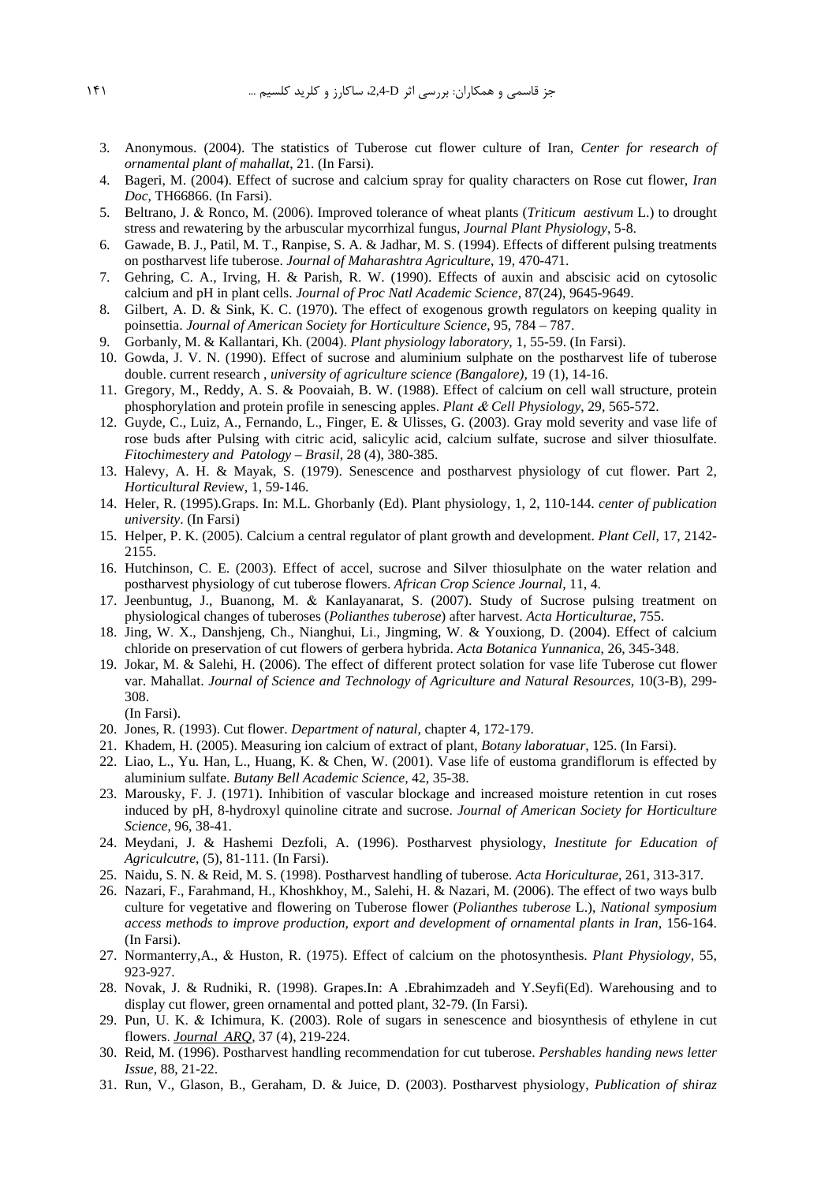3. Anonymous. (2004). The statistics of Tuberose cut flower culture of Iran, *Center for research of ornamental plant of mahallat*, 21. (In Farsi).
4. Bageri, M. (2004). Effect of sucrose and calcium spray for quality characters on Rose cut flower, *Iran Doc*, TH66866. (In Farsi).
5. Beltrano, J. & Ronco, M. (2006). Improved tolerance of wheat plants (*Triticum aestivum* L.) to drought stress and rewatering by the arbuscular mycorrhizal fungus, *Journal Plant Physiology*, 5-8.
6. Gawade, B. J., Patil, M. T., Ranpise, S. A. & Jadhar, M. S. (1994). Effects of different pulsing treatments on postharvest life tuberose. *Journal of Maharashtra Agriculture*, 19, 470-471.
7. Gehring, C. A., Irving, H. & Parish, R. W. (1990). Effects of auxin and abscisic acid on cytosolic calcium and pH in plant cells. *Journal of Proc Natl Academic Science*, 87(24), 9645-9649.
8. Gilbert, A. D. & Sink, K. C. (1970). The effect of exogenous growth regulators on keeping quality in poinsettia. *Journal of American Society for Horticulture Science*, 95, 784 – 787.
9. Gorbanly, M. & Kallantari, Kh. (2004). *Plant physiology laboratory*, 1, 55-59. (In Farsi).
10. Gowda, J. V. N. (1990). Effect of sucrose and aluminium sulphate on the postharvest life of tuberose double. current research , *university of agriculture science (Bangalore)*, 19 (1), 14-16.
11. Gregory, M., Reddy, A. S. & Poovaiah, B. W. (1988). Effect of calcium on cell wall structure, protein phosphorylation and protein profile in senescing apples. *Plant & Cell Physiology*, 29, 565-572.
12. Guyde, C., Luiz, A., Fernando, L., Finger, E. & Ulisses, G. (2003). Gray mold severity and vase life of rose buds after Pulsing with citric acid, salicylic acid, calcium sulfate, sucrose and silver thiosulfate. *Fitochimestery and Patology – Brasil*, 28 (4), 380-385.
13. Halevy, A. H. & Mayak, S. (1979). Senescence and postharvest physiology of cut flower. Part 2, *Horticultural Review*, 1, 59-146.
14. Heler, R. (1995).Graps. In: M.L. Ghorbanly (Ed). Plant physiology, 1, 2, 110-144. *center of publication university*. (In Farsi)
15. Helper, P. K. (2005). Calcium a central regulator of plant growth and development. *Plant Cell*, 17, 2142-2155.
16. Hutchinson, C. E. (2003). Effect of accel, sucrose and Silver thiosulphate on the water relation and postharvest physiology of cut tuberose flowers. *African Crop Science Journal*, 11, 4.
17. Jeenbuntug, J., Buanong, M. & Kanlayanarat, S. (2007). Study of Sucrose pulsing treatment on physiological changes of tuberoses (*Polianthes tuberose*) after harvest. *Acta Horticulturae*, 755.
18. Jing, W. X., Danshjeng, Ch., Nianghui, Li., Jingming, W. & Youxiong, D. (2004). Effect of calcium chloride on preservation of cut flowers of gerbera hybrida. *Acta Botanica Yunnanica*, 26, 345-348.
19. Jokar, M. & Salehi, H. (2006). The effect of different protect solation for vase life Tuberose cut flower var. Mahallat. *Journal of Science and Technology of Agriculture and Natural Resources*, 10(3-B), 299-308.
(In Farsi).
20. Jones, R. (1993). Cut flower. *Department of natural*, chapter 4, 172-179.
21. Khadem, H. (2005). Measuring ion calcium of extract of plant, *Botany laboratuar*, 125. (In Farsi).
22. Liao, L., Yu. Han, L., Huang, K. & Chen, W. (2001). Vase life of eustoma grandiflorum is effected by aluminium sulfate. *Butany Bell Academic Science*, 42, 35-38.
23. Marousky, F. J. (1971). Inhibition of vascular blockage and increased moisture retention in cut roses induced by pH, 8-hydroxyl quinoline citrate and sucrose. *Journal of American Society for Horticulture Science*, 96, 38-41.
24. Meydani, J. & Hashemi Dezfoli, A. (1996). Postharvest physiology, *Inestitute for Education of Agriculcutre*, (5), 81-111. (In Farsi).
25. Naidu, S. N. & Reid, M. S. (1998). Postharvest handling of tuberose. *Acta Horiculturae*, 261, 313-317.
26. Nazari, F., Farahmand, H., Khoshkhoy, M., Salehi, H. & Nazari, M. (2006). The effect of two ways bulb culture for vegetative and flowering on Tuberose flower (*Polianthes tuberose* L.), *National symposium access methods to improve production, export and development of ornamental plants in Iran*, 156-164. (In Farsi).
27. Normanterry,A., & Huston, R. (1975). Effect of calcium on the photosynthesis. *Plant Physiology*, 55, 923-927.
28. Novak, J. & Rudniki, R. (1998). Grapes.In: A .Ebrahimzadeh and Y.Seyfi(Ed). Warehousing and to display cut flower, green ornamental and potted plant, 32-79. (In Farsi).
29. Pun, U. K. & Ichimura, K. (2003). Role of sugars in senescence and biosynthesis of ethylene in cut flowers. *Journal ARQ*, 37 (4), 219-224.
30. Reid, M. (1996). Postharvest handling recommendation for cut tuberose. *Pershables handing news letter Issue*, 88, 21-22.
31. Run, V., Glason, B., Geraham, D. & Juice, D. (2003). Postharvest physiology, *Publication of shiraz*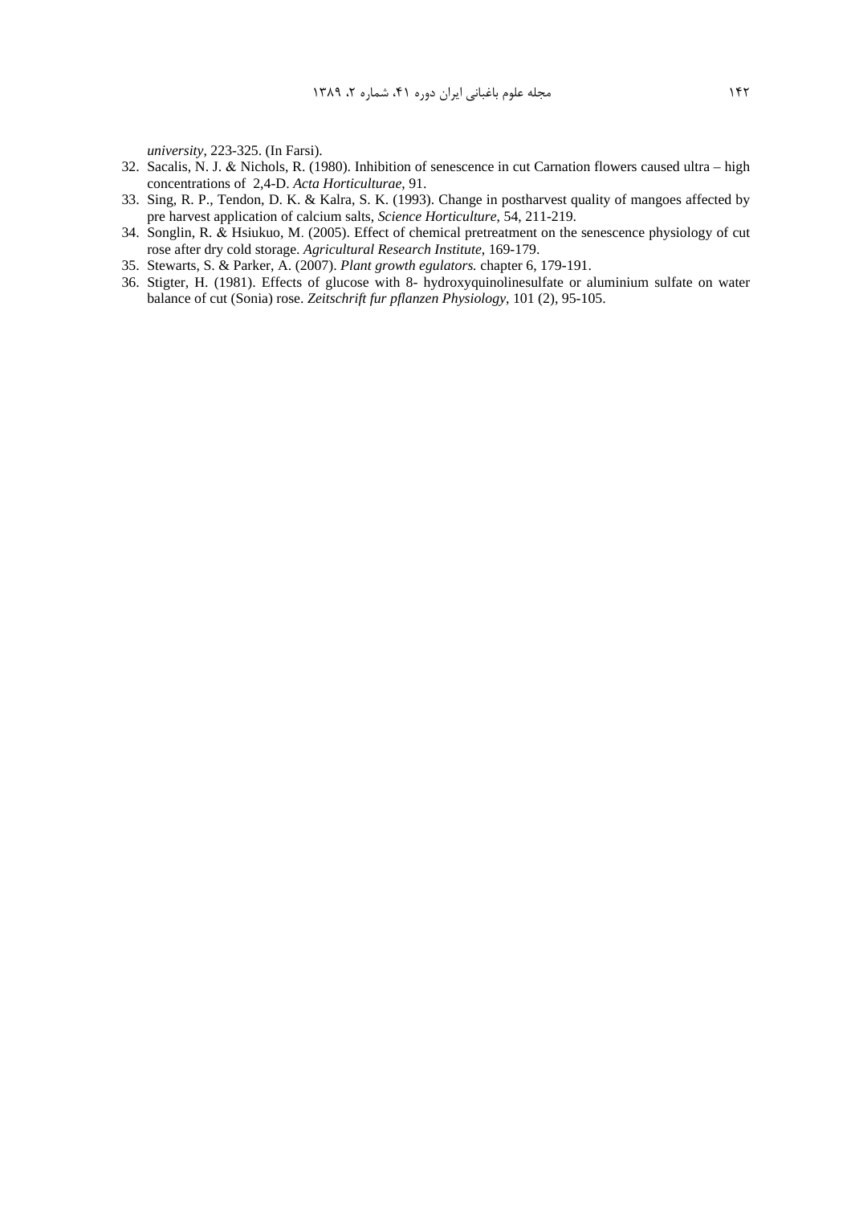*university*, 223-325. (In Farsi).

32. Sacalis, N. J. & Nichols, R. (1980). Inhibition of senescence in cut Carnation flowers caused ultra – high concentrations of 2,4-D. *Acta Horticulturae*, 91.
33. Sing, R. P., Tendon, D. K. & Kalra, S. K. (1993). Change in postharvest quality of mangoes affected by pre harvest application of calcium salts, *Science Horticulture*, 54, 211-219.
34. Songlin, R. & Hsiukuo, M. (2005). Effect of chemical pretreatment on the senescence physiology of cut rose after dry cold storage. *Agricultural Research Institute*, 169-179.
35. Stewarts, S. & Parker, A. (2007). *Plant growth egulators.* chapter 6, 179-191.
36. Stigter, H. (1981). Effects of glucose with 8- hydroxyquinolinesulfate or aluminium sulfate on water balance of cut (Sonia) rose. *Zeitschrift fur pflanzen Physiology*, 101 (2), 95-105.